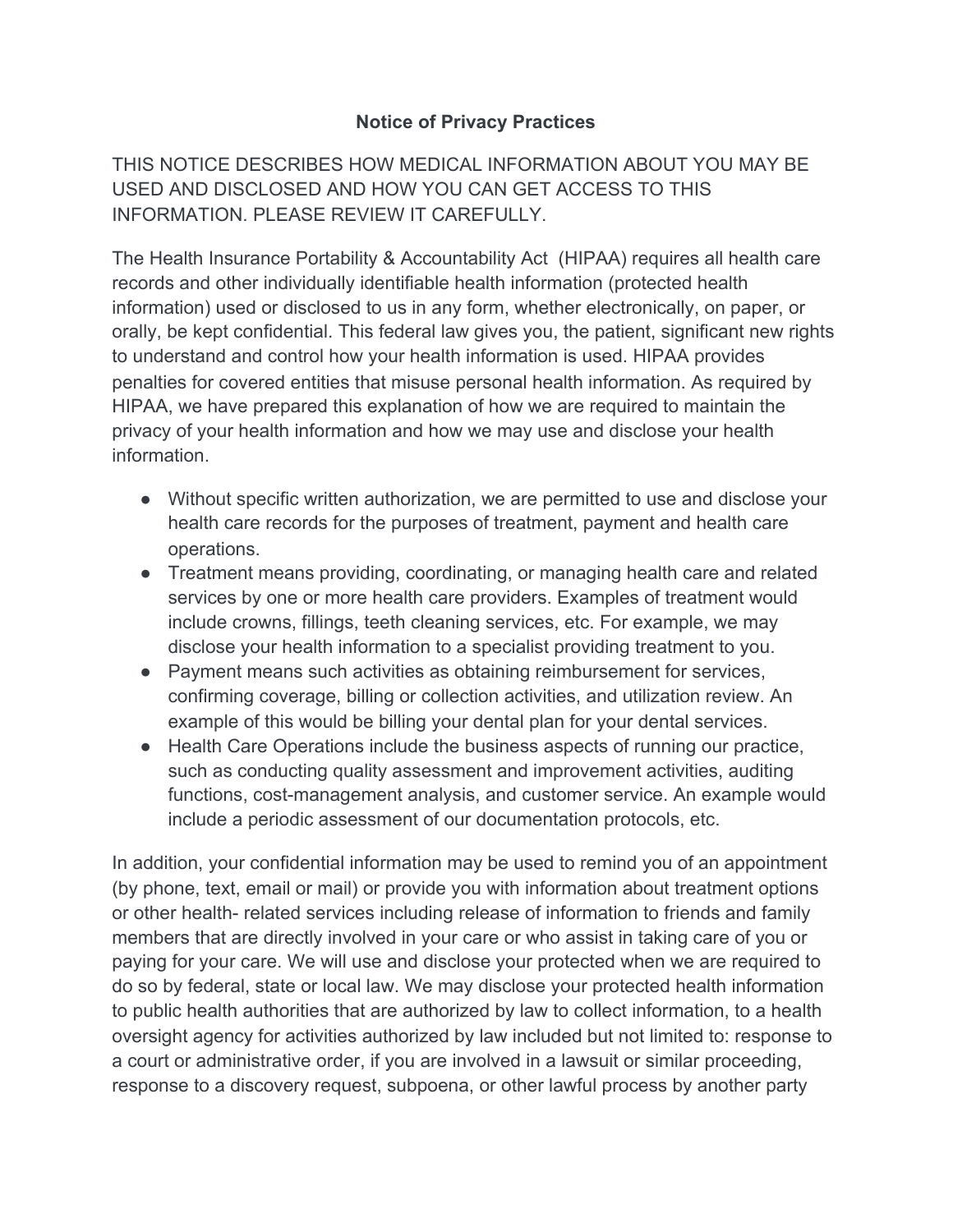# Notice of Privacy Practices

THIS NOTICE DESCRIBES HOW MEDICAL INFORMATION ABOUT YOU MAY BE USED AND DISCLOSED AND HOW YOU CAN GET ACCESS TO THIS INFORMATION. PLEASE REVIEW IT CAREFULLY.

The Health Insurance Portability & Accountability Act (HIPAA) requires all health care records and other individually identifiable health information (protected health information) used or disclosed to us in any form, whether electronically, on paper, or orally, be kept confidential. This federal law gives you, the patient, significant new rights to understand and control how your health information is used. HIPAA provides penalties for covered entities that misuse personal health information. As required by HIPAA, we have prepared this explanation of how we are required to maintain the privacy of your health information and how we may use and disclose your health information.

- Without specific written authorization, we are permitted to use and disclose your health care records for the purposes of treatment, payment and health care operations.
- Treatment means providing, coordinating, or managing health care and related services by one or more health care providers. Examples of treatment would include crowns, fillings, teeth cleaning services, etc. For example, we may disclose your health information to a specialist providing treatment to you.
- Payment means such activities as obtaining reimbursement for services, confirming coverage, billing or collection activities, and utilization review. An example of this would be billing your dental plan for your dental services.
- Health Care Operations include the business aspects of running our practice, such as conducting quality assessment and improvement activities, auditing functions, cost-management analysis, and customer service. An example would include a periodic assessment of our documentation protocols, etc.

In addition, your confidential information may be used to remind you of an appointment (by phone, text, email or mail) or provide you with information about treatment options or other health- related services including release of information to friends and family members that are directly involved in your care or who assist in taking care of you or paying for your care. We will use and disclose your protected when we are required to do so by federal, state or local law. We may disclose your protected health information to public health authorities that are authorized by law to collect information, to a health oversight agency for activities authorized by law included but not limited to: response to a court or administrative order, if you are involved in a lawsuit or similar proceeding, response to a discovery request, subpoena, or other lawful process by another party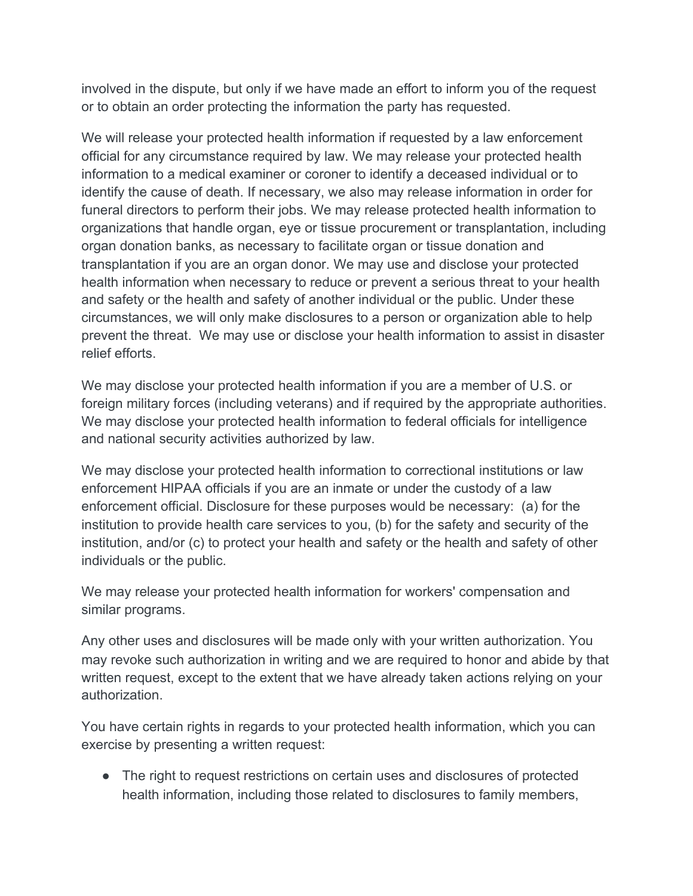involved in the dispute, but only if we have made an effort to inform you of the request or to obtain an order protecting the information the party has requested.

We will release your protected health information if requested by a law enforcement official for any circumstance required by law. We may release your protected health information to a medical examiner or coroner to identify a deceased individual or to identify the cause of death. If necessary, we also may release information in order for funeral directors to perform their jobs. We may release protected health information to organizations that handle organ, eye or tissue procurement or transplantation, including organ donation banks, as necessary to facilitate organ or tissue donation and transplantation if you are an organ donor. We may use and disclose your protected health information when necessary to reduce or prevent a serious threat to your health and safety or the health and safety of another individual or the public. Under these circumstances, we will only make disclosures to a person or organization able to help prevent the threat. We may use or disclose your health information to assist in disaster relief efforts.

We may disclose your protected health information if you are a member of U.S. or foreign military forces (including veterans) and if required by the appropriate authorities. We may disclose your protected health information to federal officials for intelligence and national security activities authorized by law.

We may disclose your protected health information to correctional institutions or law enforcement HIPAA officials if you are an inmate or under the custody of a law enforcement official. Disclosure for these purposes would be necessary: (a) for the institution to provide health care services to you, (b) for the safety and security of the institution, and/or (c) to protect your health and safety or the health and safety of other individuals or the public.

We may release your protected health information for workers' compensation and similar programs.

Any other uses and disclosures will be made only with your written authorization. You may revoke such authorization in writing and we are required to honor and abide by that written request, except to the extent that we have already taken actions relying on your authorization.

You have certain rights in regards to your protected health information, which you can exercise by presenting a written request:

- The right to request restrictions on certain uses and disclosures of protected health information, including those related to disclosures to family members,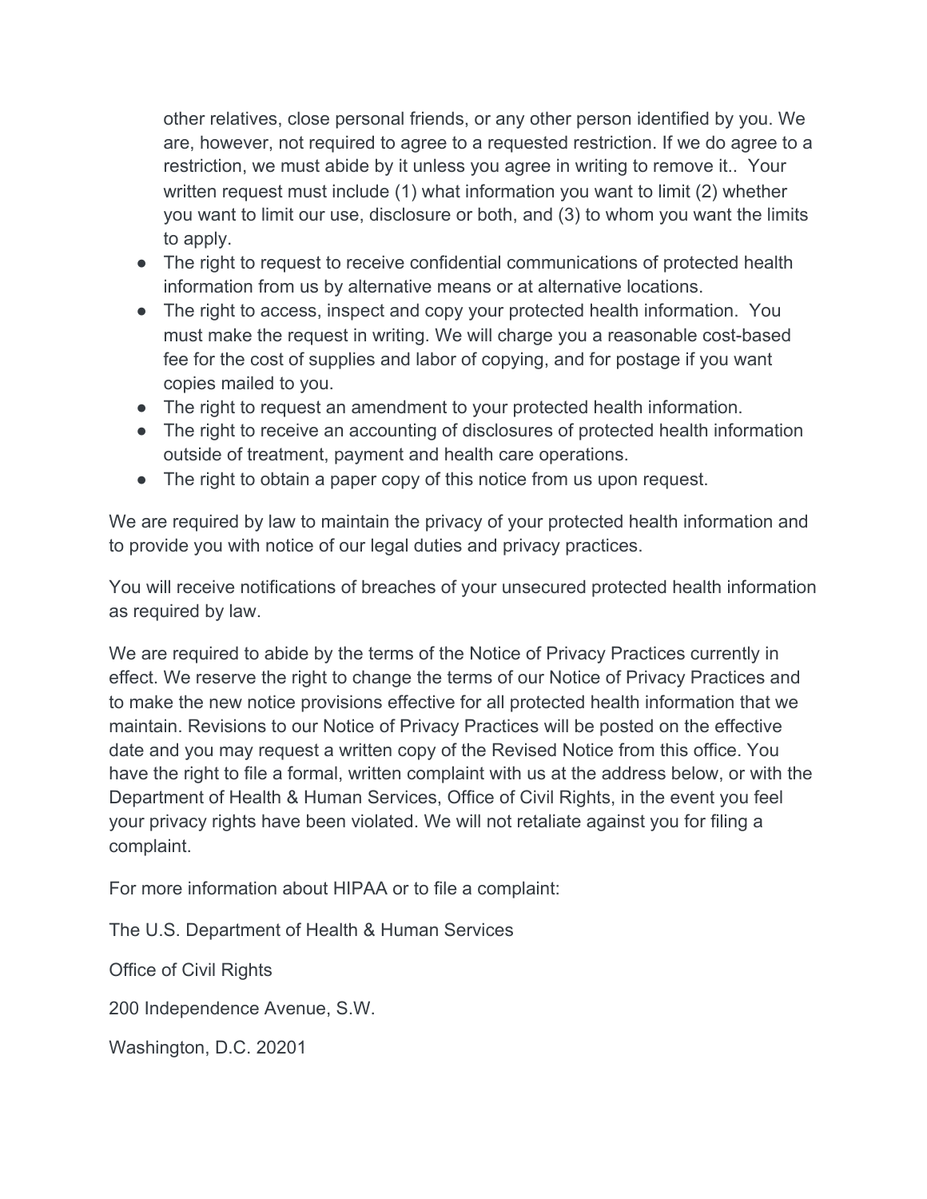other relatives, close personal friends, or any other person identified by you. We are, however, not required to agree to a requested restriction. If we do agree to a restriction, we must abide by it unless you agree in writing to remove it.. Your written request must include (1) what information you want to limit (2) whether you want to limit our use, disclosure or both, and (3) to whom you want the limits to apply.

- The right to request to receive confidential communications of protected health information from us by alternative means or at alternative locations.
- The right to access, inspect and copy your protected health information. You must make the request in writing. We will charge you a reasonable cost-based fee for the cost of supplies and labor of copying, and for postage if you want copies mailed to you.
- The right to request an amendment to your protected health information.
- The right to receive an accounting of disclosures of protected health information outside of treatment, payment and health care operations.
- The right to obtain a paper copy of this notice from us upon request.

We are required by law to maintain the privacy of your protected health information and to provide you with notice of our legal duties and privacy practices.

You will receive notifications of breaches of your unsecured protected health information as required by law.

We are required to abide by the terms of the Notice of Privacy Practices currently in effect. We reserve the right to change the terms of our Notice of Privacy Practices and to make the new notice provisions effective for all protected health information that we maintain. Revisions to our Notice of Privacy Practices will be posted on the effective date and you may request a written copy of the Revised Notice from this office. You have the right to file a formal, written complaint with us at the address below, or with the Department of Health & Human Services, Office of Civil Rights, in the event you feel your privacy rights have been violated. We will not retaliate against you for filing a complaint.

For more information about HIPAA or to file a complaint:

The U.S. Department of Health & Human Services

Office of Civil Rights

200 Independence Avenue, S.W.

Washington, D.C. 20201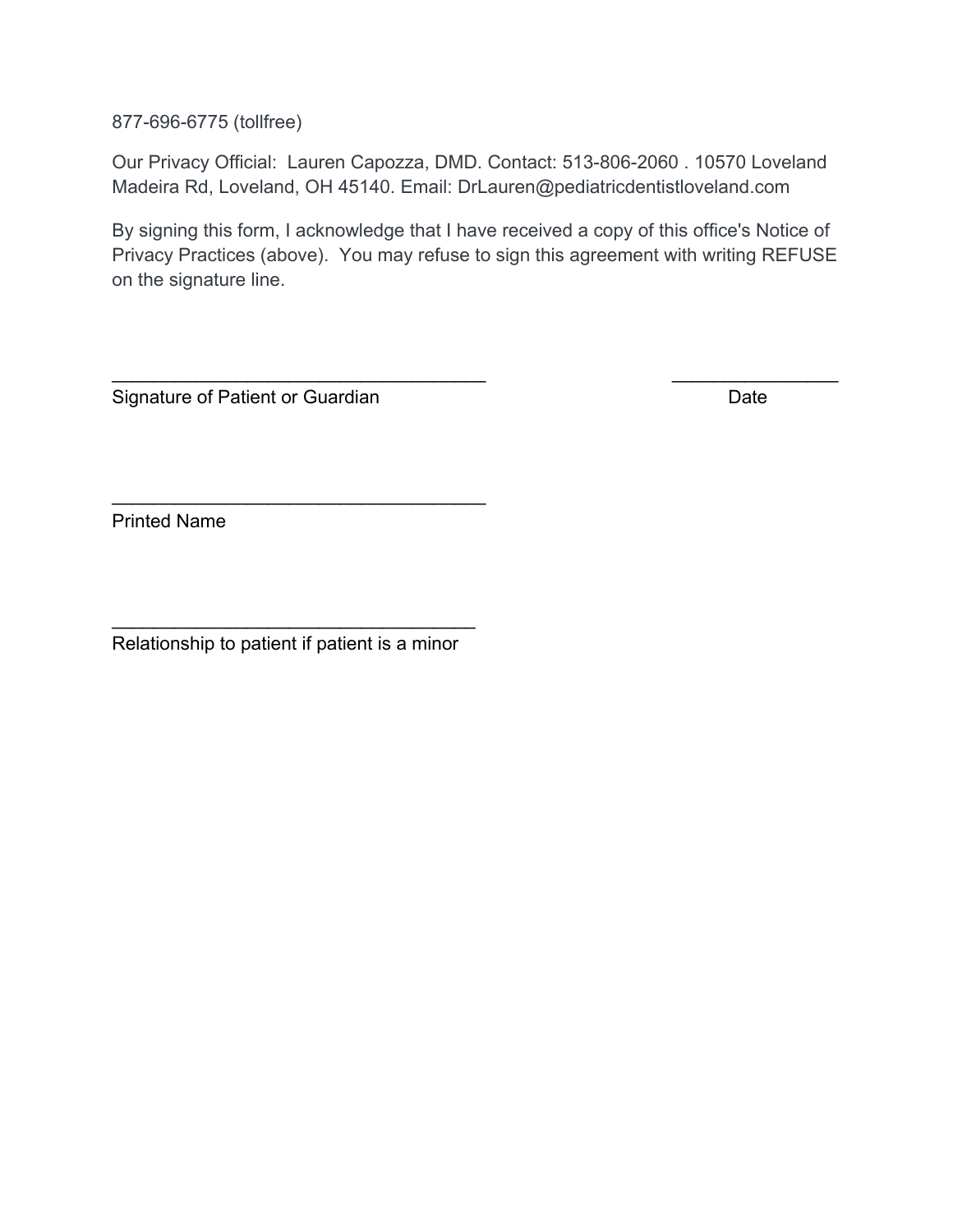877-696-6775 (tollfree)

Our Privacy Official:  Lauren Capozza, DMD. Contact: 513-806-2060 . 10570 Loveland Madeira Rd, Loveland, OH 45140. Email: DrLauren@pediatricdentistloveland.com

By signing this form, I acknowledge that I have received a copy of this office's Notice of Privacy Practices (above).  You may refuse to sign this agreement with writing REFUSE on the signature line.

____________________________________                    ________________
Signature of Patient or Guardian                                        Date

____________________________________
Printed Name

___________________________________
Relationship to patient if patient is a minor